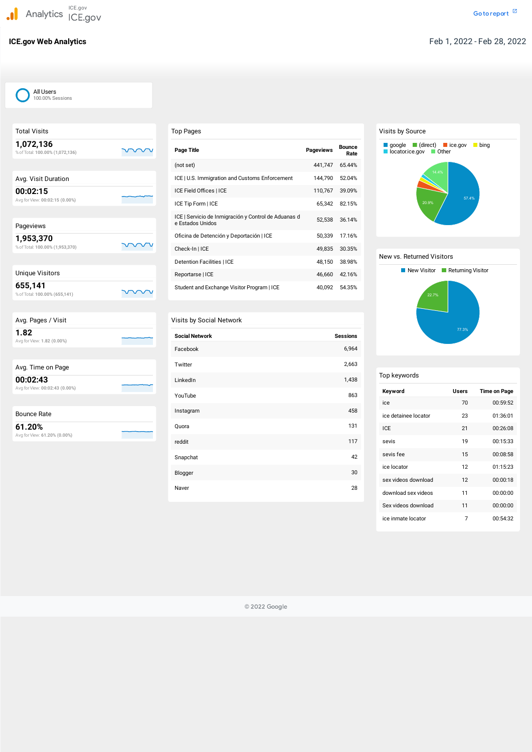Analytics ICE.gov ICE.gov

Go to report

# ICE.gov Web Analytics

Feb 1, 2022 - Feb 28, 2022

All Users
100.00% Sessions

## Total Visits

**1,072,136**
% of Total: 100.00% (1,072,136)

## Avg. Visit Duration

**00:02:15**
Avg for View: 00:02:15 (0.00%)

## Pageviews

**1,953,370**
% of Total: 100.00% (1,953,370)

## Unique Visitors

**655,141**
% of Total: 100.00% (655,141)

## Avg. Pages / Visit

**1.82**
Avg for View: 1.82 (0.00%)

## Avg. Time on Page

**00:02:43**
Avg for View: 00:02:43 (0.00%)

## Bounce Rate

**61.20%**
Avg for View: 61.20% (0.00%)

## Top Pages

| Page Title | Pageviews | Bounce Rate |
|---|---|---|
| (not set) | 441,747 | 65.44% |
| ICE \| U.S. Immigration and Customs Enforcement | 144,790 | 52.04% |
| ICE Field Offices \| ICE | 110,767 | 39.09% |
| ICE Tip Form \| ICE | 65,342 | 82.15% |
| ICE \| Servicio de Inmigración y Control de Aduanas de Estados Unidos | 52,538 | 36.14% |
| Oficina de Detención y Deportación \| ICE | 50,339 | 17.16% |
| Check-In \| ICE | 49,835 | 30.35% |
| Detention Facilities \| ICE | 48,150 | 38.98% |
| Reportarse \| ICE | 46,660 | 42.16% |
| Student and Exchange Visitor Program \| ICE | 40,092 | 54.35% |

## Visits by Social Network

| Social Network | Sessions |
|---|---|
| Facebook | 6,964 |
| Twitter | 2,663 |
| LinkedIn | 1,438 |
| YouTube | 863 |
| Instagram | 458 |
| Quora | 131 |
| reddit | 117 |
| Snapchat | 42 |
| Blogger | 30 |
| Naver | 28 |

## Visits by Source

google, (direct), ice.gov, bing, locator.ice.gov, Other

- google: 57.4%
- (direct): 20.9%
- Other: 14.4%

## New vs. Returned Visitors

- New Visitor: 77.3%
- Returning Visitor: 22.7%

## Top keywords

| Keyword | Users | Time on Page |
|---|---|---|
| ice | 70 | 00:59:52 |
| ice detainee locator | 23 | 01:36:01 |
| ICE | 21 | 00:26:08 |
| sevis | 19 | 00:15:33 |
| sevis fee | 15 | 00:08:58 |
| ice locator | 12 | 01:15:23 |
| sex videos download | 12 | 00:00:18 |
| download sex videos | 11 | 00:00:00 |
| Sex videos download | 11 | 00:00:00 |
| ice inmate locator | 7 | 00:54:32 |

© 2022 Google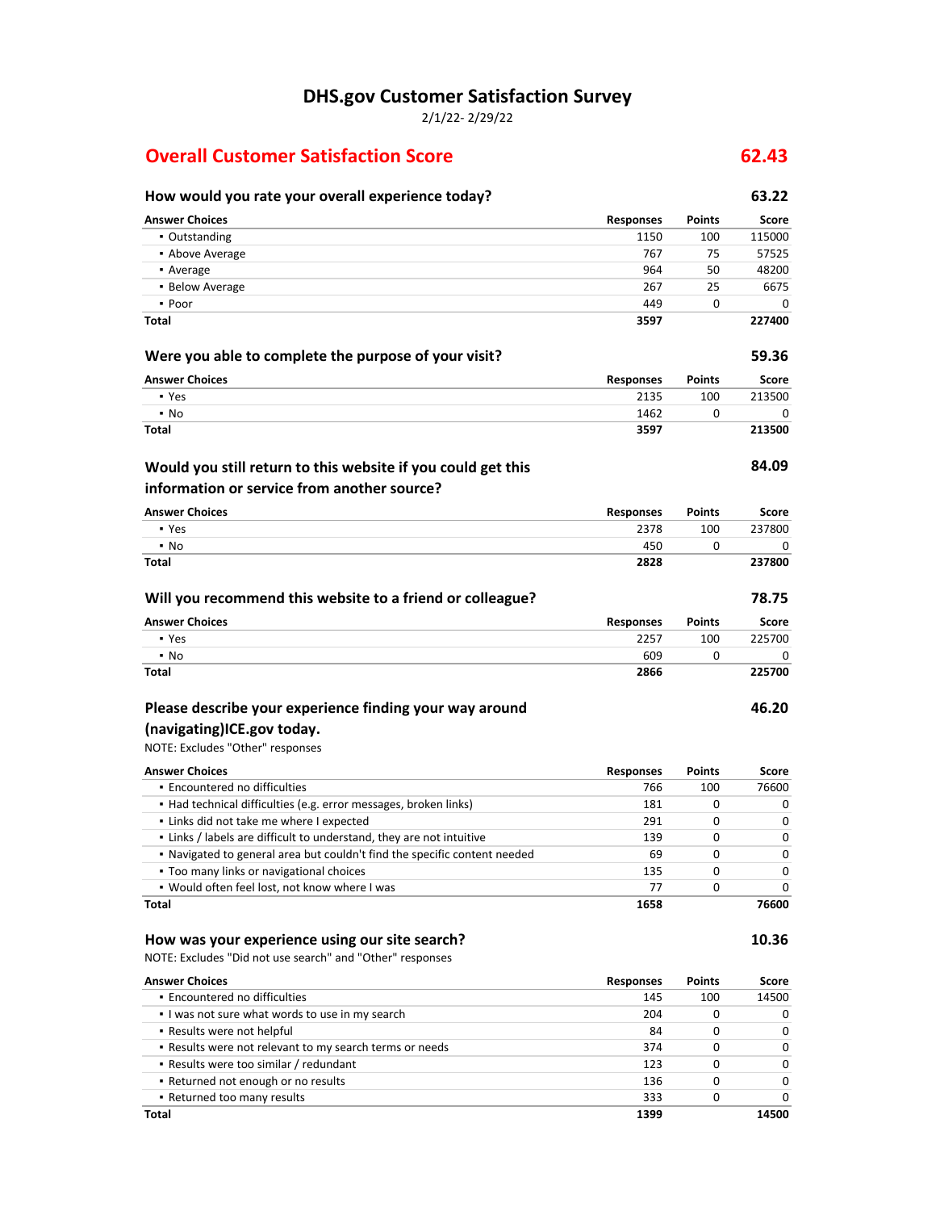# DHS.gov Customer Satisfaction Survey

2/1/22- 2/29/22

## Overall Customer Satisfaction Score — 62.43

### How would you rate your overall experience today? — 63.22

| Answer Choices | Responses | Points | Score |
|---|---|---|---|
| ▪ Outstanding | 1150 | 100 | 115000 |
| ▪ Above Average | 767 | 75 | 57525 |
| ▪ Average | 964 | 50 | 48200 |
| ▪ Below Average | 267 | 25 | 6675 |
| ▪ Poor | 449 | 0 | 0 |
| **Total** | **3597** | | **227400** |

### Were you able to complete the purpose of your visit? — 59.36

| Answer Choices | Responses | Points | Score |
|---|---|---|---|
| ▪ Yes | 2135 | 100 | 213500 |
| ▪ No | 1462 | 0 | 0 |
| **Total** | **3597** | | **213500** |

### Would you still return to this website if you could get this information or service from another source? — 84.09

| Answer Choices | Responses | Points | Score |
|---|---|---|---|
| ▪ Yes | 2378 | 100 | 237800 |
| ▪ No | 450 | 0 | 0 |
| **Total** | **2828** | | **237800** |

### Will you recommend this website to a friend or colleague? — 78.75

| Answer Choices | Responses | Points | Score |
|---|---|---|---|
| ▪ Yes | 2257 | 100 | 225700 |
| ▪ No | 609 | 0 | 0 |
| **Total** | **2866** | | **225700** |

### Please describe your experience finding your way around (navigating)ICE.gov today. — 46.20

NOTE: Excludes "Other" responses

| Answer Choices | Responses | Points | Score |
|---|---|---|---|
| ▪ Encountered no difficulties | 766 | 100 | 76600 |
| ▪ Had technical difficulties (e.g. error messages, broken links) | 181 | 0 | 0 |
| ▪ Links did not take me where I expected | 291 | 0 | 0 |
| ▪ Links / labels are difficult to understand, they are not intuitive | 139 | 0 | 0 |
| ▪ Navigated to general area but couldn't find the specific content needed | 69 | 0 | 0 |
| ▪ Too many links or navigational choices | 135 | 0 | 0 |
| ▪ Would often feel lost, not know where I was | 77 | 0 | 0 |
| **Total** | **1658** | | **76600** |

### How was your experience using our site search? — 10.36

NOTE: Excludes "Did not use search" and "Other" responses

| Answer Choices | Responses | Points | Score |
|---|---|---|---|
| ▪ Encountered no difficulties | 145 | 100 | 14500 |
| ▪ I was not sure what words to use in my search | 204 | 0 | 0 |
| ▪ Results were not helpful | 84 | 0 | 0 |
| ▪ Results were not relevant to my search terms or needs | 374 | 0 | 0 |
| ▪ Results were too similar / redundant | 123 | 0 | 0 |
| ▪ Returned not enough or no results | 136 | 0 | 0 |
| ▪ Returned too many results | 333 | 0 | 0 |
| **Total** | **1399** | | **14500** |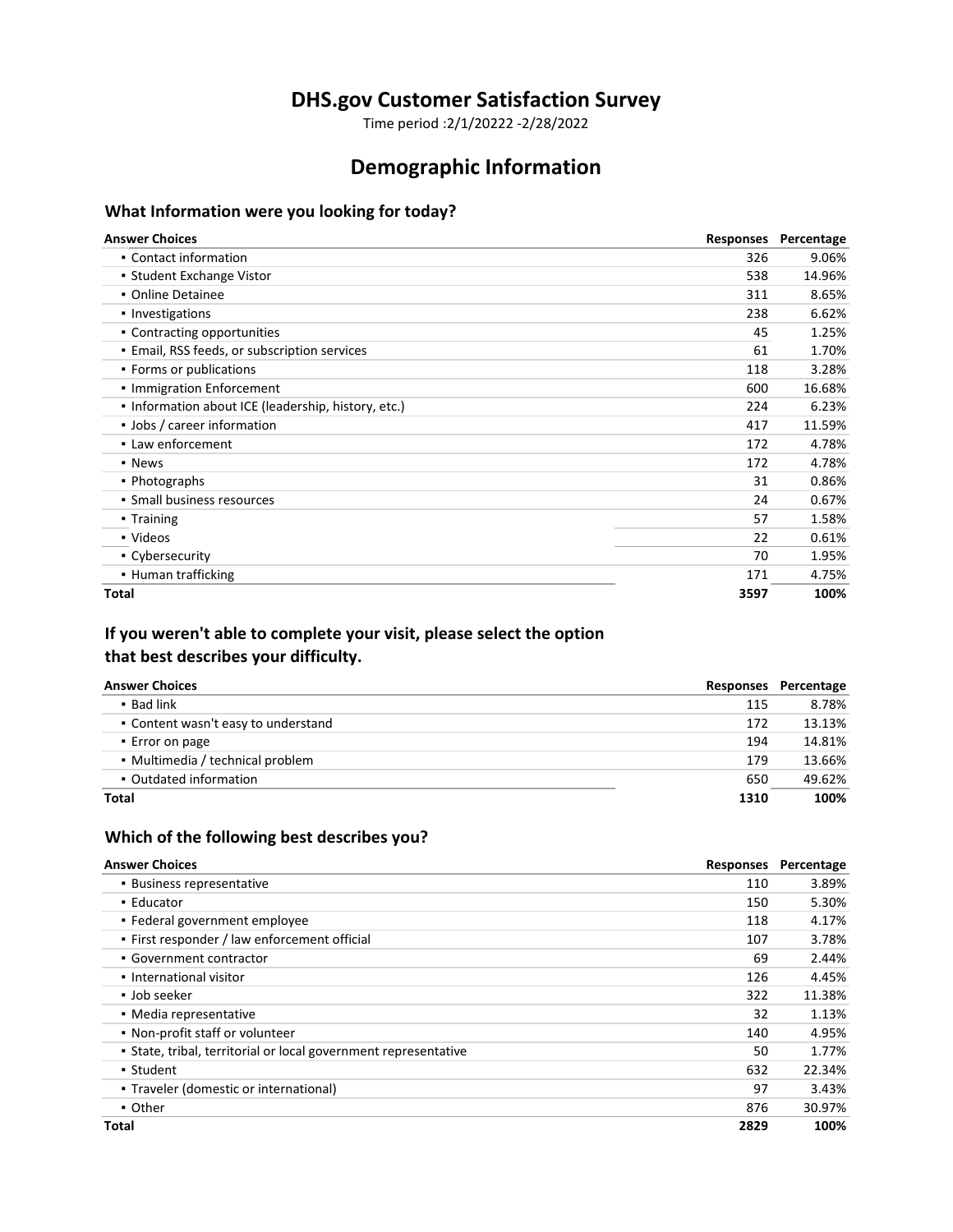# DHS.gov Customer Satisfaction Survey

Time period :2/1/20222 -2/28/2022

## Demographic Information

### What Information were you looking for today?

| Answer Choices | Responses | Percentage |
|---|---|---|
| ▪ Contact information | 326 | 9.06% |
| ▪ Student Exchange Vistor | 538 | 14.96% |
| ▪ Online Detainee | 311 | 8.65% |
| ▪ Investigations | 238 | 6.62% |
| ▪ Contracting opportunities | 45 | 1.25% |
| ▪ Email, RSS feeds, or subscription services | 61 | 1.70% |
| ▪ Forms or publications | 118 | 3.28% |
| ▪ Immigration Enforcement | 600 | 16.68% |
| ▪ Information about ICE (leadership, history, etc.) | 224 | 6.23% |
| ▪ Jobs / career information | 417 | 11.59% |
| ▪ Law enforcement | 172 | 4.78% |
| ▪ News | 172 | 4.78% |
| ▪ Photographs | 31 | 0.86% |
| ▪ Small business resources | 24 | 0.67% |
| ▪ Training | 57 | 1.58% |
| ▪ Videos | 22 | 0.61% |
| ▪ Cybersecurity | 70 | 1.95% |
| ▪ Human trafficking | 171 | 4.75% |
| **Total** | **3597** | **100%** |

### If you weren't able to complete your visit, please select the option that best describes your difficulty.

| Answer Choices | Responses | Percentage |
|---|---|---|
| ▪ Bad link | 115 | 8.78% |
| ▪ Content wasn't easy to understand | 172 | 13.13% |
| ▪ Error on page | 194 | 14.81% |
| ▪ Multimedia / technical problem | 179 | 13.66% |
| ▪ Outdated information | 650 | 49.62% |
| **Total** | **1310** | **100%** |

### Which of the following best describes you?

| Answer Choices | Responses | Percentage |
|---|---|---|
| ▪ Business representative | 110 | 3.89% |
| ▪ Educator | 150 | 5.30% |
| ▪ Federal government employee | 118 | 4.17% |
| ▪ First responder / law enforcement official | 107 | 3.78% |
| ▪ Government contractor | 69 | 2.44% |
| ▪ International visitor | 126 | 4.45% |
| ▪ Job seeker | 322 | 11.38% |
| ▪ Media representative | 32 | 1.13% |
| ▪ Non-profit staff or volunteer | 140 | 4.95% |
| ▪ State, tribal, territorial or local government representative | 50 | 1.77% |
| ▪ Student | 632 | 22.34% |
| ▪ Traveler (domestic or international) | 97 | 3.43% |
| ▪ Other | 876 | 30.97% |
| **Total** | **2829** | **100%** |